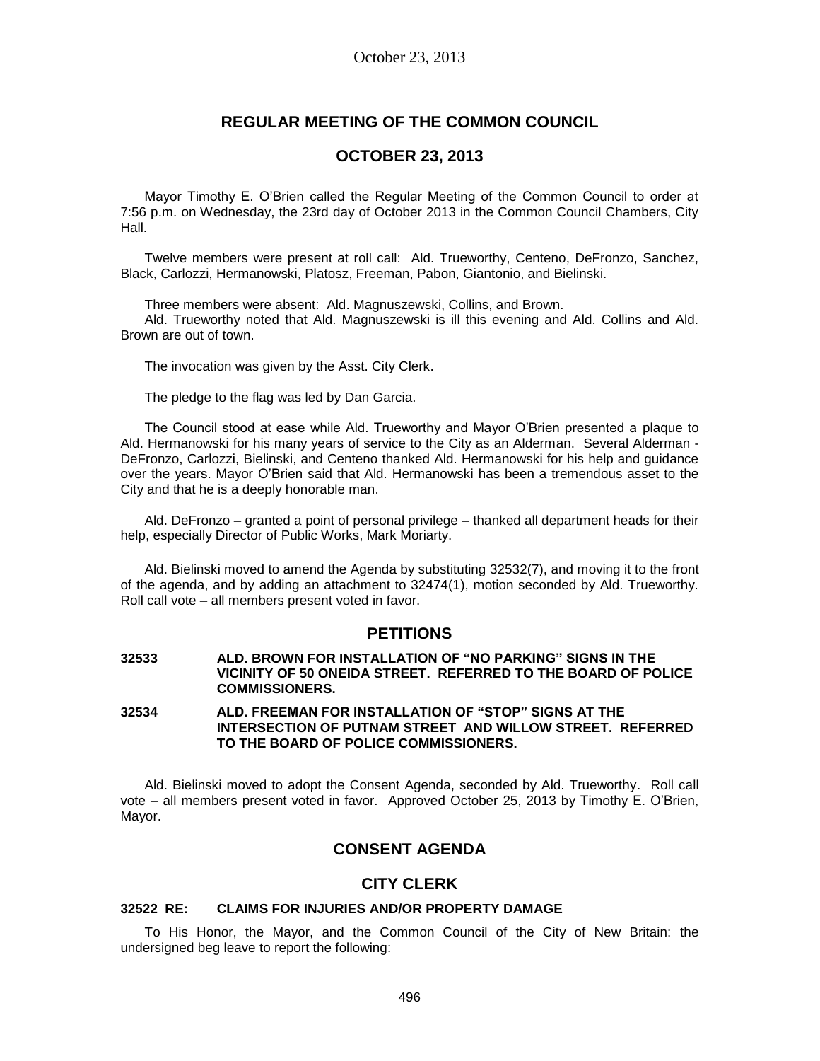# REGULAR MEETING OF THE COMMON COUNCIL

## OCTOBER 23, 2013

Mayor Timothy E. O'Brien called the Regular Meeting of the Common Council to order at 7:56 p.m. on Wednesday, the 23rd day of October 2013 in the Common Council Chambers, City Hall.

Twelve members were present at roll call: Ald. Trueworthy, Centeno, DeFronzo, Sanchez, Black, Carlozzi, Hermanowski, Platosz, Freeman, Pabon, Giantonio, and Bielinski.

Three members were absent: Ald. Magnuszewski, Collins, and Brown.

Ald. Trueworthy noted that Ald. Magnuszewski is ill this evening and Ald. Collins and Ald. Brown are out of town.

The invocation was given by the Asst. City Clerk.

The pledge to the flag was led by Dan Garcia.

The Council stood at ease while Ald. Trueworthy and Mayor O'Brien presented a plaque to Ald. Hermanowski for his many years of service to the City as an Alderman. Several Alderman - DeFronzo, Carlozzi, Bielinski, and Centeno thanked Ald. Hermanowski for his help and guidance over the years. Mayor O'Brien said that Ald. Hermanowski has been a tremendous asset to the City and that he is a deeply honorable man.

Ald. DeFronzo – granted a point of personal privilege – thanked all department heads for their help, especially Director of Public Works, Mark Moriarty.

Ald. Bielinski moved to amend the Agenda by substituting 32532(7), and moving it to the front of the agenda, and by adding an attachment to 32474(1), motion seconded by Ald. Trueworthy. Roll call vote – all members present voted in favor.

## PETITIONS

**32533 ALD. BROWN FOR INSTALLATION OF "NO PARKING" SIGNS IN THE VICINITY OF 50 ONEIDA STREET. REFERRED TO THE BOARD OF POLICE COMMISSIONERS.**

**32534 ALD. FREEMAN FOR INSTALLATION OF "STOP" SIGNS AT THE INTERSECTION OF PUTNAM STREET AND WILLOW STREET. REFERRED TO THE BOARD OF POLICE COMMISSIONERS.**

Ald. Bielinski moved to adopt the Consent Agenda, seconded by Ald. Trueworthy. Roll call vote – all members present voted in favor. Approved October 25, 2013 by Timothy E. O'Brien, Mayor.

## CONSENT AGENDA

## CITY CLERK

### 32522 RE: CLAIMS FOR INJURIES AND/OR PROPERTY DAMAGE

To His Honor, the Mayor, and the Common Council of the City of New Britain: the undersigned beg leave to report the following: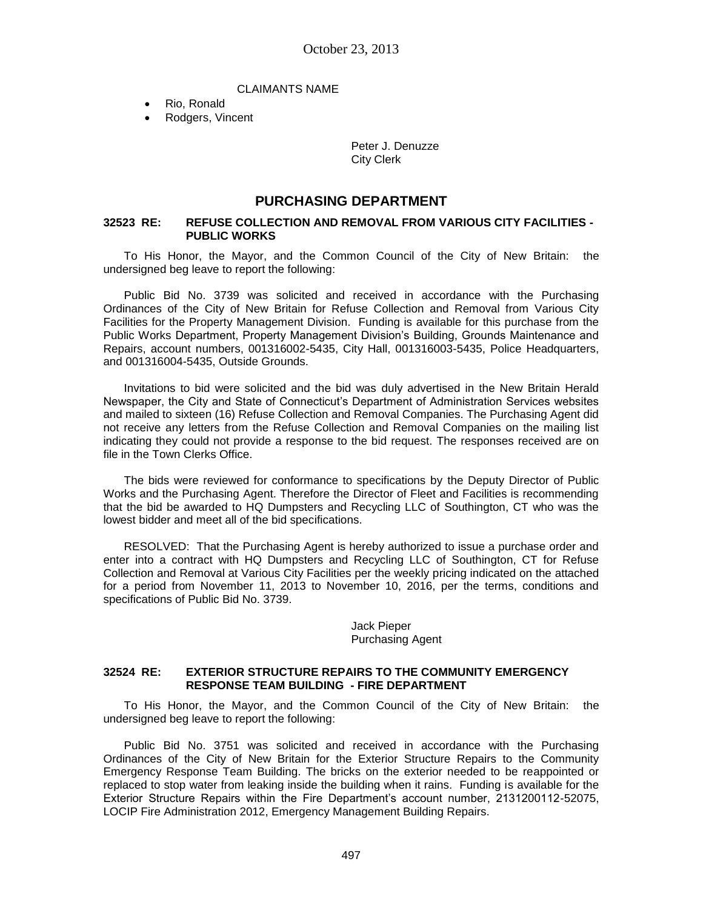CLAIMANTS NAME

- Rio, Ronald
- Rodgers, Vincent

Peter J. Denuzze
City Clerk

## PURCHASING DEPARTMENT

### 32523 RE: REFUSE COLLECTION AND REMOVAL FROM VARIOUS CITY FACILITIES - PUBLIC WORKS

To His Honor, the Mayor, and the Common Council of the City of New Britain: the undersigned beg leave to report the following:

Public Bid No. 3739 was solicited and received in accordance with the Purchasing Ordinances of the City of New Britain for Refuse Collection and Removal from Various City Facilities for the Property Management Division. Funding is available for this purchase from the Public Works Department, Property Management Division's Building, Grounds Maintenance and Repairs, account numbers, 001316002-5435, City Hall, 001316003-5435, Police Headquarters, and 001316004-5435, Outside Grounds.

Invitations to bid were solicited and the bid was duly advertised in the New Britain Herald Newspaper, the City and State of Connecticut's Department of Administration Services websites and mailed to sixteen (16) Refuse Collection and Removal Companies. The Purchasing Agent did not receive any letters from the Refuse Collection and Removal Companies on the mailing list indicating they could not provide a response to the bid request. The responses received are on file in the Town Clerks Office.

The bids were reviewed for conformance to specifications by the Deputy Director of Public Works and the Purchasing Agent. Therefore the Director of Fleet and Facilities is recommending that the bid be awarded to HQ Dumpsters and Recycling LLC of Southington, CT who was the lowest bidder and meet all of the bid specifications.

RESOLVED: That the Purchasing Agent is hereby authorized to issue a purchase order and enter into a contract with HQ Dumpsters and Recycling LLC of Southington, CT for Refuse Collection and Removal at Various City Facilities per the weekly pricing indicated on the attached for a period from November 11, 2013 to November 10, 2016, per the terms, conditions and specifications of Public Bid No. 3739.

Jack Pieper
Purchasing Agent

### 32524 RE: EXTERIOR STRUCTURE REPAIRS TO THE COMMUNITY EMERGENCY RESPONSE TEAM BUILDING - FIRE DEPARTMENT

To His Honor, the Mayor, and the Common Council of the City of New Britain: the undersigned beg leave to report the following:

Public Bid No. 3751 was solicited and received in accordance with the Purchasing Ordinances of the City of New Britain for the Exterior Structure Repairs to the Community Emergency Response Team Building. The bricks on the exterior needed to be reappointed or replaced to stop water from leaking inside the building when it rains. Funding is available for the Exterior Structure Repairs within the Fire Department's account number, 2131200112-52075, LOCIP Fire Administration 2012, Emergency Management Building Repairs.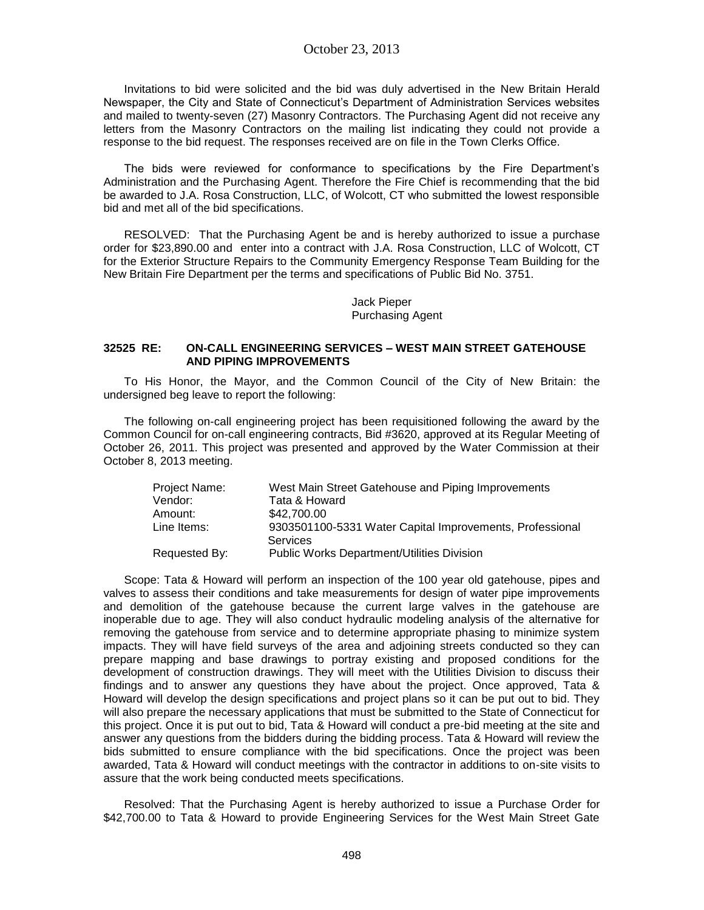Invitations to bid were solicited and the bid was duly advertised in the New Britain Herald Newspaper, the City and State of Connecticut's Department of Administration Services websites and mailed to twenty-seven (27) Masonry Contractors. The Purchasing Agent did not receive any letters from the Masonry Contractors on the mailing list indicating they could not provide a response to the bid request. The responses received are on file in the Town Clerks Office.

The bids were reviewed for conformance to specifications by the Fire Department's Administration and the Purchasing Agent. Therefore the Fire Chief is recommending that the bid be awarded to J.A. Rosa Construction, LLC, of Wolcott, CT who submitted the lowest responsible bid and met all of the bid specifications.

RESOLVED: That the Purchasing Agent be and is hereby authorized to issue a purchase order for $23,890.00 and enter into a contract with J.A. Rosa Construction, LLC of Wolcott, CT for the Exterior Structure Repairs to the Community Emergency Response Team Building for the New Britain Fire Department per the terms and specifications of Public Bid No. 3751.

Jack Pieper
Purchasing Agent

### 32525 RE: ON-CALL ENGINEERING SERVICES – WEST MAIN STREET GATEHOUSE AND PIPING IMPROVEMENTS

To His Honor, the Mayor, and the Common Council of the City of New Britain: the undersigned beg leave to report the following:

The following on-call engineering project has been requisitioned following the award by the Common Council for on-call engineering contracts, Bid #3620, approved at its Regular Meeting of October 26, 2011. This project was presented and approved by the Water Commission at their October 8, 2013 meeting.

| | |
|---|---|
| Project Name: | West Main Street Gatehouse and Piping Improvements |
| Vendor: | Tata & Howard |
| Amount: | $42,700.00 |
| Line Items: | 9303501100-5331 Water Capital Improvements, Professional Services |
| Requested By: | Public Works Department/Utilities Division |

Scope: Tata & Howard will perform an inspection of the 100 year old gatehouse, pipes and valves to assess their conditions and take measurements for design of water pipe improvements and demolition of the gatehouse because the current large valves in the gatehouse are inoperable due to age. They will also conduct hydraulic modeling analysis of the alternative for removing the gatehouse from service and to determine appropriate phasing to minimize system impacts. They will have field surveys of the area and adjoining streets conducted so they can prepare mapping and base drawings to portray existing and proposed conditions for the development of construction drawings. They will meet with the Utilities Division to discuss their findings and to answer any questions they have about the project. Once approved, Tata & Howard will develop the design specifications and project plans so it can be put out to bid. They will also prepare the necessary applications that must be submitted to the State of Connecticut for this project. Once it is put out to bid, Tata & Howard will conduct a pre-bid meeting at the site and answer any questions from the bidders during the bidding process. Tata & Howard will review the bids submitted to ensure compliance with the bid specifications. Once the project was been awarded, Tata & Howard will conduct meetings with the contractor in additions to on-site visits to assure that the work being conducted meets specifications.

Resolved: That the Purchasing Agent is hereby authorized to issue a Purchase Order for $42,700.00 to Tata & Howard to provide Engineering Services for the West Main Street Gate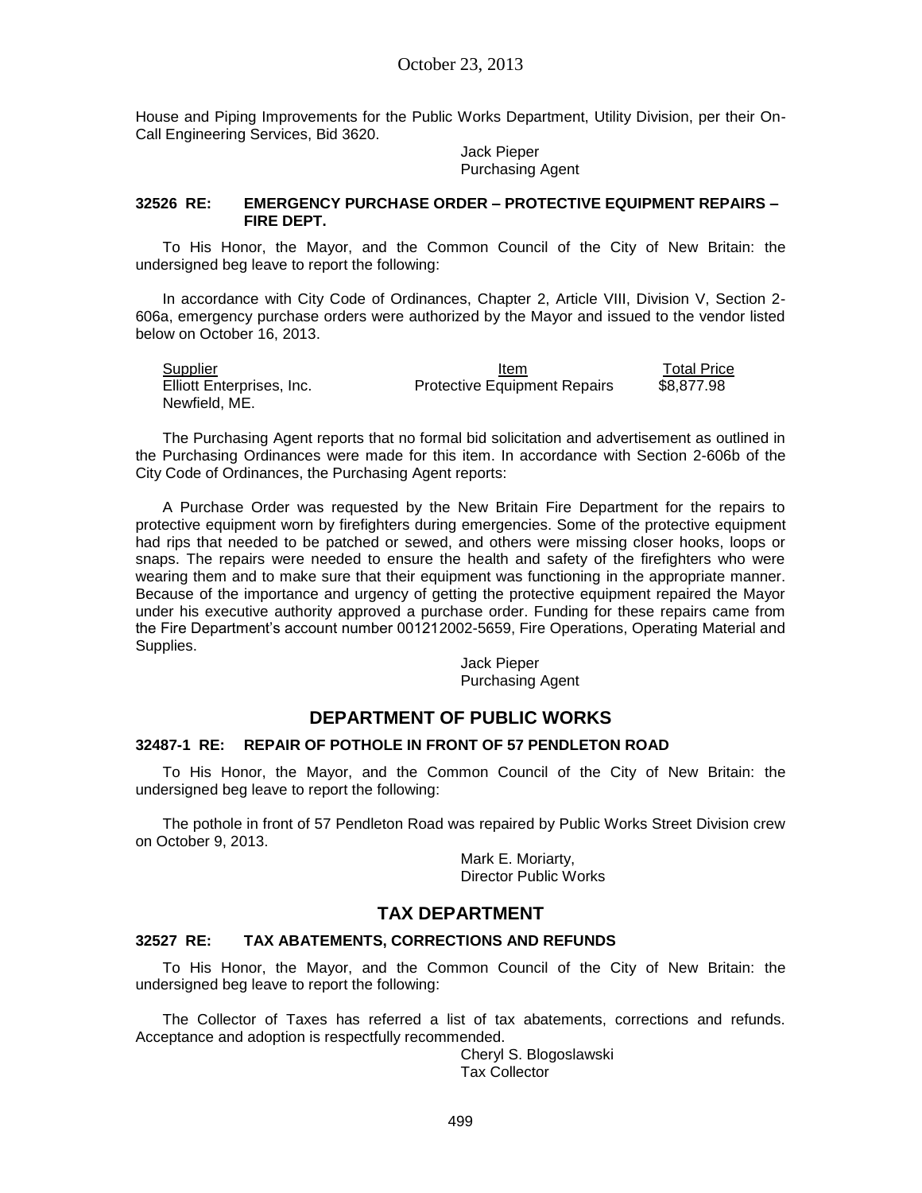House and Piping Improvements for the Public Works Department, Utility Division, per their On-Call Engineering Services, Bid 3620.

Jack Pieper
Purchasing Agent

### 32526 RE: EMERGENCY PURCHASE ORDER – PROTECTIVE EQUIPMENT REPAIRS – FIRE DEPT.

To His Honor, the Mayor, and the Common Council of the City of New Britain: the undersigned beg leave to report the following:

In accordance with City Code of Ordinances, Chapter 2, Article VIII, Division V, Section 2-606a, emergency purchase orders were authorized by the Mayor and issued to the vendor listed below on October 16, 2013.

| Supplier | Item | Total Price |
|---|---|---|
| Elliott Enterprises, Inc.<br>Newfield, ME. | Protective Equipment Repairs | $8,877.98 |

The Purchasing Agent reports that no formal bid solicitation and advertisement as outlined in the Purchasing Ordinances were made for this item. In accordance with Section 2-606b of the City Code of Ordinances, the Purchasing Agent reports:

A Purchase Order was requested by the New Britain Fire Department for the repairs to protective equipment worn by firefighters during emergencies. Some of the protective equipment had rips that needed to be patched or sewed, and others were missing closer hooks, loops or snaps. The repairs were needed to ensure the health and safety of the firefighters who were wearing them and to make sure that their equipment was functioning in the appropriate manner. Because of the importance and urgency of getting the protective equipment repaired the Mayor under his executive authority approved a purchase order. Funding for these repairs came from the Fire Department's account number 001212002-5659, Fire Operations, Operating Material and Supplies.

Jack Pieper
Purchasing Agent

## DEPARTMENT OF PUBLIC WORKS

### 32487-1 RE: REPAIR OF POTHOLE IN FRONT OF 57 PENDLETON ROAD

To His Honor, the Mayor, and the Common Council of the City of New Britain: the undersigned beg leave to report the following:

The pothole in front of 57 Pendleton Road was repaired by Public Works Street Division crew on October 9, 2013.

Mark E. Moriarty,
Director Public Works

## TAX DEPARTMENT

### 32527 RE: TAX ABATEMENTS, CORRECTIONS AND REFUNDS

To His Honor, the Mayor, and the Common Council of the City of New Britain: the undersigned beg leave to report the following:

The Collector of Taxes has referred a list of tax abatements, corrections and refunds. Acceptance and adoption is respectfully recommended.

Cheryl S. Blogoslawski
Tax Collector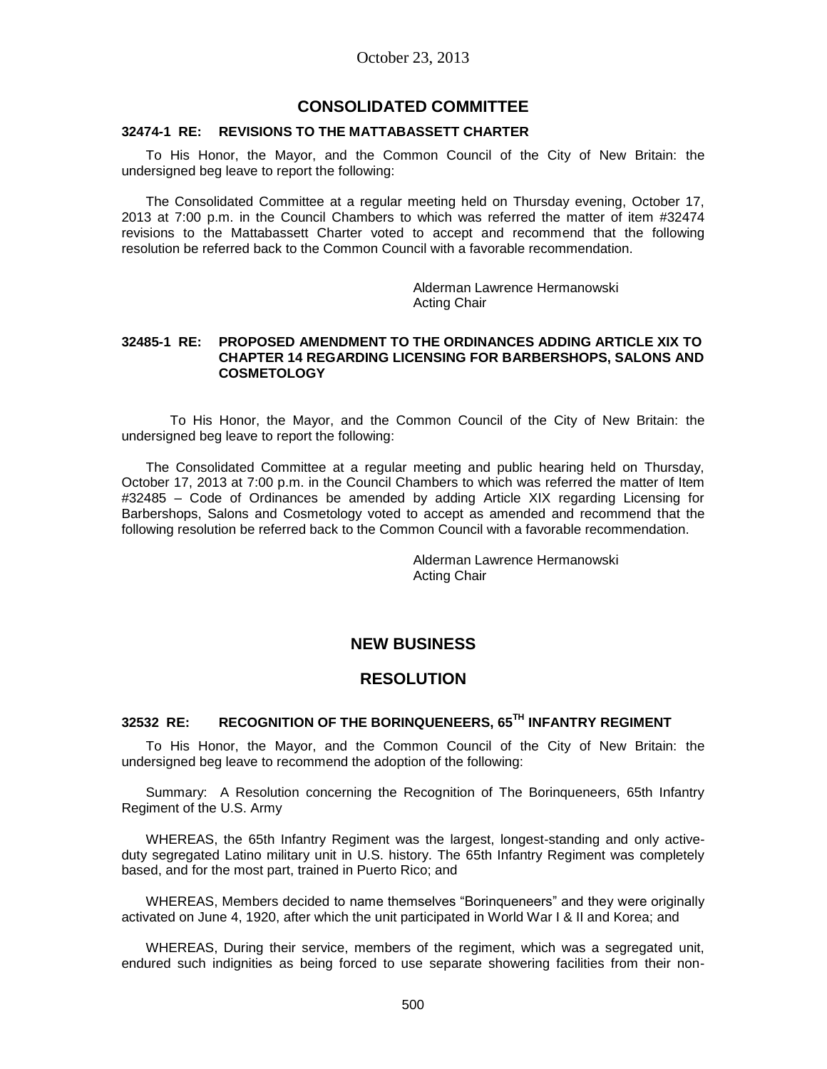## CONSOLIDATED COMMITTEE

**32474-1 RE: REVISIONS TO THE MATTABASSETT CHARTER**

To His Honor, the Mayor, and the Common Council of the City of New Britain: the undersigned beg leave to report the following:

The Consolidated Committee at a regular meeting held on Thursday evening, October 17, 2013 at 7:00 p.m. in the Council Chambers to which was referred the matter of item #32474 revisions to the Mattabassett Charter voted to accept and recommend that the following resolution be referred back to the Common Council with a favorable recommendation.

Alderman Lawrence Hermanowski
Acting Chair

**32485-1 RE: PROPOSED AMENDMENT TO THE ORDINANCES ADDING ARTICLE XIX TO CHAPTER 14 REGARDING LICENSING FOR BARBERSHOPS, SALONS AND COSMETOLOGY**

To His Honor, the Mayor, and the Common Council of the City of New Britain: the undersigned beg leave to report the following:

The Consolidated Committee at a regular meeting and public hearing held on Thursday, October 17, 2013 at 7:00 p.m. in the Council Chambers to which was referred the matter of Item #32485 – Code of Ordinances be amended by adding Article XIX regarding Licensing for Barbershops, Salons and Cosmetology voted to accept as amended and recommend that the following resolution be referred back to the Common Council with a favorable recommendation.

Alderman Lawrence Hermanowski
Acting Chair

## NEW BUSINESS

## RESOLUTION

**32532 RE: RECOGNITION OF THE BORINQUENEERS, 65TH INFANTRY REGIMENT**

To His Honor, the Mayor, and the Common Council of the City of New Britain: the undersigned beg leave to recommend the adoption of the following:

Summary: A Resolution concerning the Recognition of The Borinqueneers, 65th Infantry Regiment of the U.S. Army

WHEREAS, the 65th Infantry Regiment was the largest, longest-standing and only active-duty segregated Latino military unit in U.S. history. The 65th Infantry Regiment was completely based, and for the most part, trained in Puerto Rico; and

WHEREAS, Members decided to name themselves "Borinqueneers" and they were originally activated on June 4, 1920, after which the unit participated in World War I & II and Korea; and

WHEREAS, During their service, members of the regiment, which was a segregated unit, endured such indignities as being forced to use separate showering facilities from their non-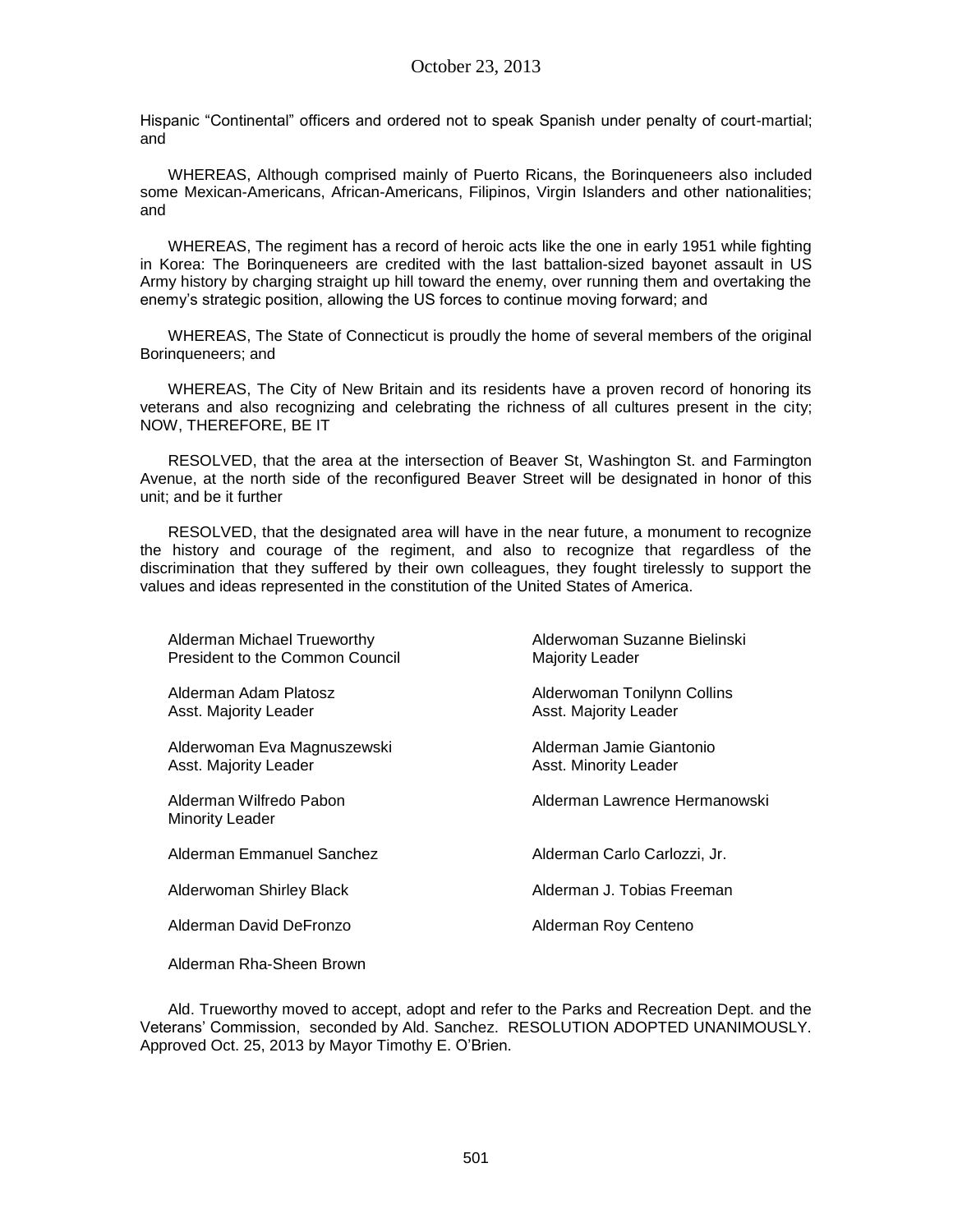Hispanic "Continental" officers and ordered not to speak Spanish under penalty of court-martial; and

WHEREAS, Although comprised mainly of Puerto Ricans, the Borinqueneers also included some Mexican-Americans, African-Americans, Filipinos, Virgin Islanders and other nationalities; and

WHEREAS, The regiment has a record of heroic acts like the one in early 1951 while fighting in Korea: The Borinqueneers are credited with the last battalion-sized bayonet assault in US Army history by charging straight up hill toward the enemy, over running them and overtaking the enemy's strategic position, allowing the US forces to continue moving forward; and

WHEREAS, The State of Connecticut is proudly the home of several members of the original Borinqueneers; and

WHEREAS, The City of New Britain and its residents have a proven record of honoring its veterans and also recognizing and celebrating the richness of all cultures present in the city; NOW, THEREFORE, BE IT

RESOLVED, that the area at the intersection of Beaver St, Washington St. and Farmington Avenue, at the north side of the reconfigured Beaver Street will be designated in honor of this unit; and be it further

RESOLVED, that the designated area will have in the near future, a monument to recognize the history and courage of the regiment, and also to recognize that regardless of the discrimination that they suffered by their own colleagues, they fought tirelessly to support the values and ideas represented in the constitution of the United States of America.

Alderman Michael Trueworthy
President to the Common Council

Alderwoman Suzanne Bielinski
Majority Leader

Alderman Adam Platosz
Asst. Majority Leader

Alderwoman Tonilynn Collins
Asst. Majority Leader

Alderwoman Eva Magnuszewski
Asst. Majority Leader

Alderman Jamie Giantonio
Asst. Minority Leader

Alderman Wilfredo Pabon
Minority Leader

Alderman Lawrence Hermanowski

Alderman Emmanuel Sanchez

Alderman Carlo Carlozzi, Jr.

Alderwoman Shirley Black

Alderman J. Tobias Freeman

Alderman David DeFronzo

Alderman Roy Centeno

Alderman Rha-Sheen Brown

Ald. Trueworthy moved to accept, adopt and refer to the Parks and Recreation Dept. and the Veterans' Commission, seconded by Ald. Sanchez. RESOLUTION ADOPTED UNANIMOUSLY. Approved Oct. 25, 2013 by Mayor Timothy E. O'Brien.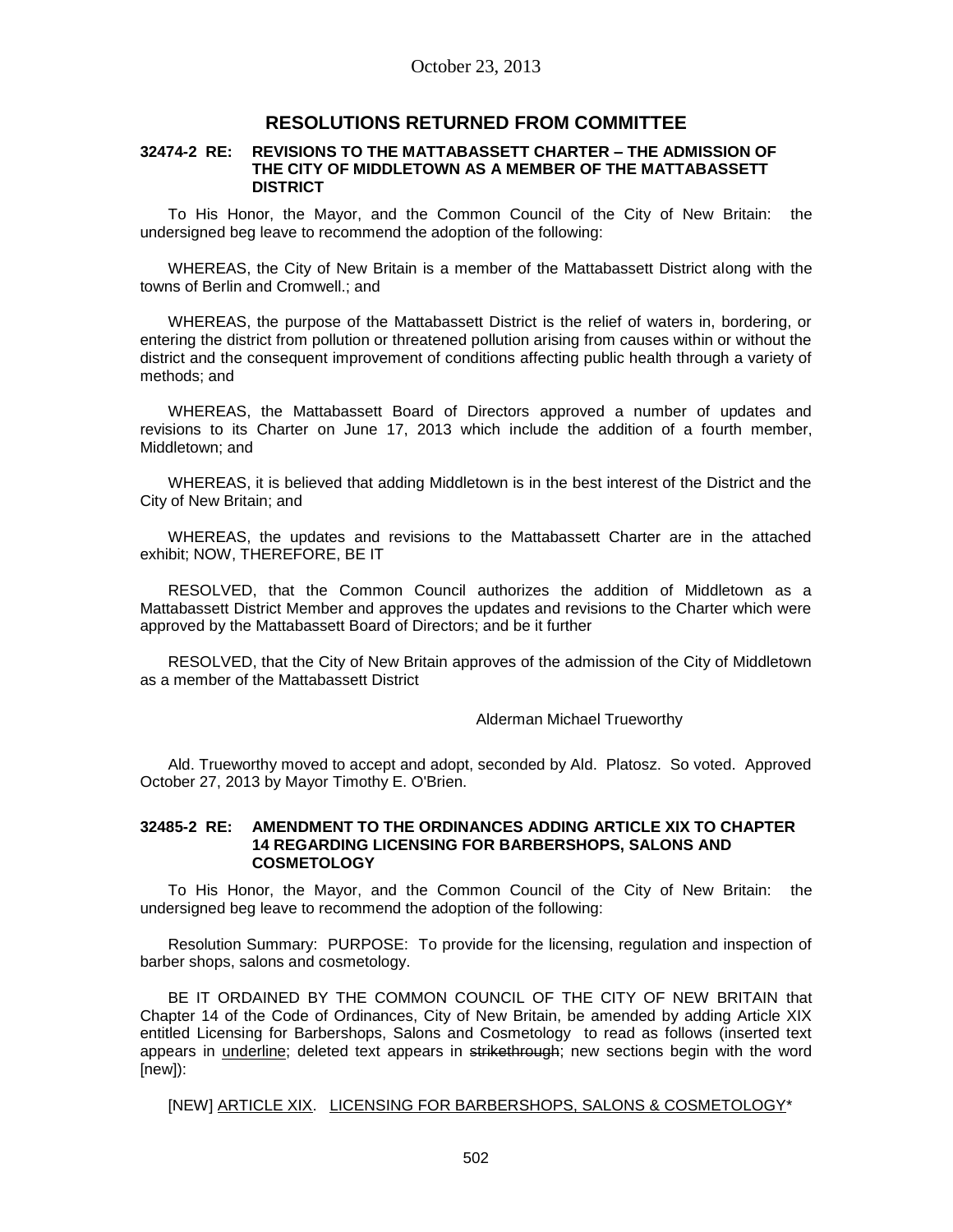October 23, 2013

## RESOLUTIONS RETURNED FROM COMMITTEE

### 32474-2 RE: REVISIONS TO THE MATTABASSETT CHARTER – THE ADMISSION OF THE CITY OF MIDDLETOWN AS A MEMBER OF THE MATTABASSETT DISTRICT

To His Honor, the Mayor, and the Common Council of the City of New Britain: the undersigned beg leave to recommend the adoption of the following:

WHEREAS, the City of New Britain is a member of the Mattabassett District along with the towns of Berlin and Cromwell.; and

WHEREAS, the purpose of the Mattabassett District is the relief of waters in, bordering, or entering the district from pollution or threatened pollution arising from causes within or without the district and the consequent improvement of conditions affecting public health through a variety of methods; and

WHEREAS, the Mattabassett Board of Directors approved a number of updates and revisions to its Charter on June 17, 2013 which include the addition of a fourth member, Middletown; and

WHEREAS, it is believed that adding Middletown is in the best interest of the District and the City of New Britain; and

WHEREAS, the updates and revisions to the Mattabassett Charter are in the attached exhibit; NOW, THEREFORE, BE IT

RESOLVED, that the Common Council authorizes the addition of Middletown as a Mattabassett District Member and approves the updates and revisions to the Charter which were approved by the Mattabassett Board of Directors; and be it further

RESOLVED, that the City of New Britain approves of the admission of the City of Middletown as a member of the Mattabassett District

Alderman Michael Trueworthy

Ald. Trueworthy moved to accept and adopt, seconded by Ald. Platosz. So voted. Approved October 27, 2013 by Mayor Timothy E. O'Brien.

### 32485-2 RE: AMENDMENT TO THE ORDINANCES ADDING ARTICLE XIX TO CHAPTER 14 REGARDING LICENSING FOR BARBERSHOPS, SALONS AND COSMETOLOGY

To His Honor, the Mayor, and the Common Council of the City of New Britain: the undersigned beg leave to recommend the adoption of the following:

Resolution Summary: PURPOSE: To provide for the licensing, regulation and inspection of barber shops, salons and cosmetology.

BE IT ORDAINED BY THE COMMON COUNCIL OF THE CITY OF NEW BRITAIN that Chapter 14 of the Code of Ordinances, City of New Britain, be amended by adding Article XIX entitled Licensing for Barbershops, Salons and Cosmetology to read as follows (inserted text appears in <u>underline</u>; deleted text appears in ~~strikethrough~~; new sections begin with the word [new]):

[NEW] <u>ARTICLE XIX</u>. <u>LICENSING FOR BARBERSHOPS, SALONS & COSMETOLOGY*</u>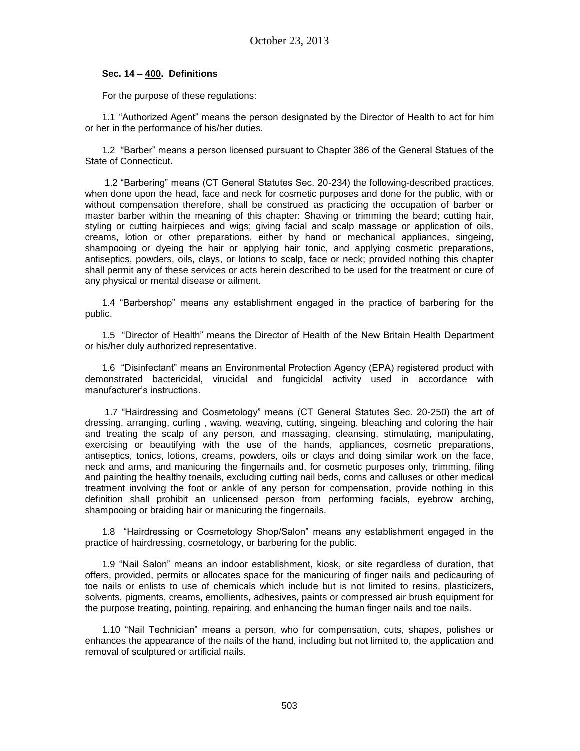**Sec. 14 – 400. Definitions**

For the purpose of these regulations:

1.1 “Authorized Agent” means the person designated by the Director of Health to act for him or her in the performance of his/her duties.

1.2 “Barber” means a person licensed pursuant to Chapter 386 of the General Statues of the State of Connecticut.

1.2 “Barbering” means (CT General Statutes Sec. 20-234) the following-described practices, when done upon the head, face and neck for cosmetic purposes and done for the public, with or without compensation therefore, shall be construed as practicing the occupation of barber or master barber within the meaning of this chapter: Shaving or trimming the beard; cutting hair, styling or cutting hairpieces and wigs; giving facial and scalp massage or application of oils, creams, lotion or other preparations, either by hand or mechanical appliances, singeing, shampooing or dyeing the hair or applying hair tonic, and applying cosmetic preparations, antiseptics, powders, oils, clays, or lotions to scalp, face or neck; provided nothing this chapter shall permit any of these services or acts herein described to be used for the treatment or cure of any physical or mental disease or ailment.

1.4 “Barbershop” means any establishment engaged in the practice of barbering for the public.

1.5 “Director of Health” means the Director of Health of the New Britain Health Department or his/her duly authorized representative.

1.6 “Disinfectant” means an Environmental Protection Agency (EPA) registered product with demonstrated bactericidal, virucidal and fungicidal activity used in accordance with manufacturer’s instructions.

1.7 “Hairdressing and Cosmetology” means (CT General Statutes Sec. 20-250) the art of dressing, arranging, curling , waving, weaving, cutting, singeing, bleaching and coloring the hair and treating the scalp of any person, and massaging, cleansing, stimulating, manipulating, exercising or beautifying with the use of the hands, appliances, cosmetic preparations, antiseptics, tonics, lotions, creams, powders, oils or clays and doing similar work on the face, neck and arms, and manicuring the fingernails and, for cosmetic purposes only, trimming, filing and painting the healthy toenails, excluding cutting nail beds, corns and calluses or other medical treatment involving the foot or ankle of any person for compensation, provide nothing in this definition shall prohibit an unlicensed person from performing facials, eyebrow arching, shampooing or braiding hair or manicuring the fingernails.

1.8 “Hairdressing or Cosmetology Shop/Salon” means any establishment engaged in the practice of hairdressing, cosmetology, or barbering for the public.

1.9 “Nail Salon” means an indoor establishment, kiosk, or site regardless of duration, that offers, provided, permits or allocates space for the manicuring of finger nails and pedicauring of toe nails or enlists to use of chemicals which include but is not limited to resins, plasticizers, solvents, pigments, creams, emollients, adhesives, paints or compressed air brush equipment for the purpose treating, pointing, repairing, and enhancing the human finger nails and toe nails.

1.10 “Nail Technician” means a person, who for compensation, cuts, shapes, polishes or enhances the appearance of the nails of the hand, including but not limited to, the application and removal of sculptured or artificial nails.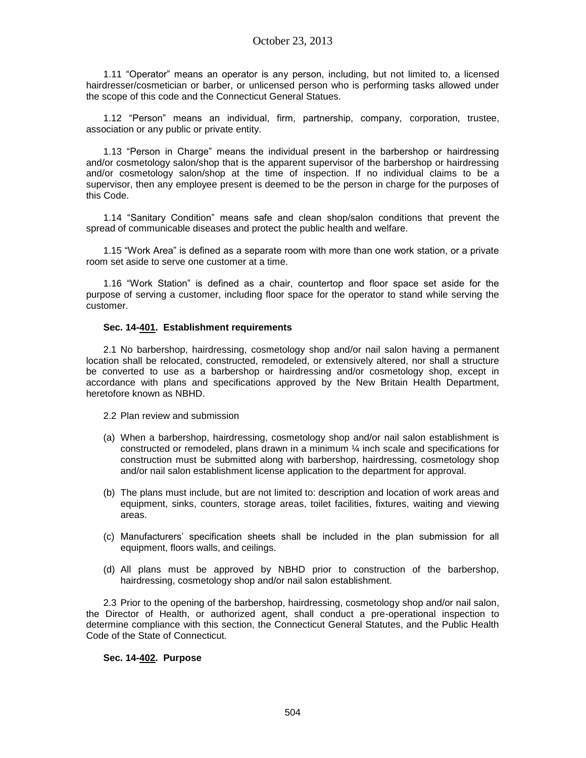1.11 “Operator” means an operator is any person, including, but not limited to, a licensed hairdresser/cosmetician or barber, or unlicensed person who is performing tasks allowed under the scope of this code and the Connecticut General Statues.

1.12 “Person” means an individual, firm, partnership, company, corporation, trustee, association or any public or private entity.

1.13 “Person in Charge” means the individual present in the barbershop or hairdressing and/or cosmetology salon/shop that is the apparent supervisor of the barbershop or hairdressing and/or cosmetology salon/shop at the time of inspection. If no individual claims to be a supervisor, then any employee present is deemed to be the person in charge for the purposes of this Code.

1.14 “Sanitary Condition” means safe and clean shop/salon conditions that prevent the spread of communicable diseases and protect the public health and welfare.

1.15 “Work Area” is defined as a separate room with more than one work station, or a private room set aside to serve one customer at a time.

1.16 “Work Station” is defined as a chair, countertop and floor space set aside for the purpose of serving a customer, including floor space for the operator to stand while serving the customer.

**Sec. 14-401. Establishment requirements**

2.1 No barbershop, hairdressing, cosmetology shop and/or nail salon having a permanent location shall be relocated, constructed, remodeled, or extensively altered, nor shall a structure be converted to use as a barbershop or hairdressing and/or cosmetology shop, except in accordance with plans and specifications approved by the New Britain Health Department, heretofore known as NBHD.

2.2 Plan review and submission

(a) When a barbershop, hairdressing, cosmetology shop and/or nail salon establishment is constructed or remodeled, plans drawn in a minimum ¼ inch scale and specifications for construction must be submitted along with barbershop, hairdressing, cosmetology shop and/or nail salon establishment license application to the department for approval.

(b) The plans must include, but are not limited to: description and location of work areas and equipment, sinks, counters, storage areas, toilet facilities, fixtures, waiting and viewing areas.

(c) Manufacturers’ specification sheets shall be included in the plan submission for all equipment, floors walls, and ceilings.

(d) All plans must be approved by NBHD prior to construction of the barbershop, hairdressing, cosmetology shop and/or nail salon establishment.

2.3 Prior to the opening of the barbershop, hairdressing, cosmetology shop and/or nail salon, the Director of Health, or authorized agent, shall conduct a pre-operational inspection to determine compliance with this section, the Connecticut General Statutes, and the Public Health Code of the State of Connecticut.

**Sec. 14-402. Purpose**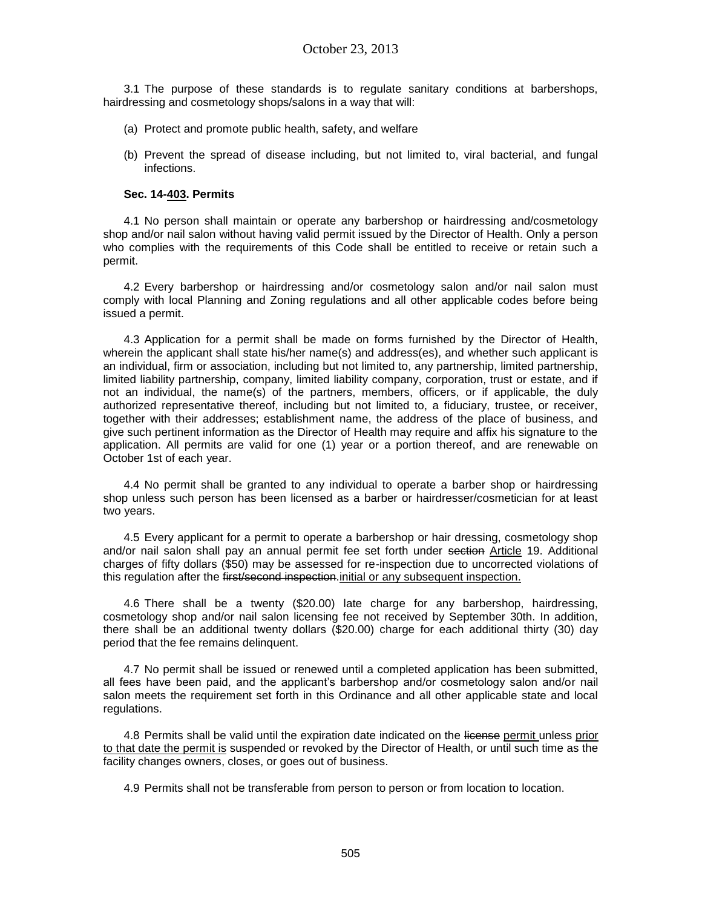3.1 The purpose of these standards is to regulate sanitary conditions at barbershops, hairdressing and cosmetology shops/salons in a way that will:

(a) Protect and promote public health, safety, and welfare

(b) Prevent the spread of disease including, but not limited to, viral bacterial, and fungal infections.

**Sec. 14-<u>403</u>. Permits**

4.1 No person shall maintain or operate any barbershop or hairdressing and/cosmetology shop and/or nail salon without having valid permit issued by the Director of Health. Only a person who complies with the requirements of this Code shall be entitled to receive or retain such a permit.

4.2 Every barbershop or hairdressing and/or cosmetology salon and/or nail salon must comply with local Planning and Zoning regulations and all other applicable codes before being issued a permit.

4.3 Application for a permit shall be made on forms furnished by the Director of Health, wherein the applicant shall state his/her name(s) and address(es), and whether such applicant is an individual, firm or association, including but not limited to, any partnership, limited partnership, limited liability partnership, company, limited liability company, corporation, trust or estate, and if not an individual, the name(s) of the partners, members, officers, or if applicable, the duly authorized representative thereof, including but not limited to, a fiduciary, trustee, or receiver, together with their addresses; establishment name, the address of the place of business, and give such pertinent information as the Director of Health may require and affix his signature to the application. All permits are valid for one (1) year or a portion thereof, and are renewable on October 1st of each year.

4.4 No permit shall be granted to any individual to operate a barber shop or hairdressing shop unless such person has been licensed as a barber or hairdresser/cosmetician for at least two years.

4.5 Every applicant for a permit to operate a barbershop or hair dressing, cosmetology shop and/or nail salon shall pay an annual permit fee set forth under ~~section~~ <u>Article</u> 19. Additional charges of fifty dollars ($50) may be assessed for re-inspection due to uncorrected violations of this regulation after the ~~first/second inspection.~~<u>initial or any subsequent inspection.</u>

4.6 There shall be a twenty ($20.00) late charge for any barbershop, hairdressing, cosmetology shop and/or nail salon licensing fee not received by September 30th. In addition, there shall be an additional twenty dollars ($20.00) charge for each additional thirty (30) day period that the fee remains delinquent.

4.7 No permit shall be issued or renewed until a completed application has been submitted, all fees have been paid, and the applicant's barbershop and/or cosmetology salon and/or nail salon meets the requirement set forth in this Ordinance and all other applicable state and local regulations.

4.8 Permits shall be valid until the expiration date indicated on the ~~license~~ <u>permit</u> unless <u>prior to that date the permit is</u> suspended or revoked by the Director of Health, or until such time as the facility changes owners, closes, or goes out of business.

4.9 Permits shall not be transferable from person to person or from location to location.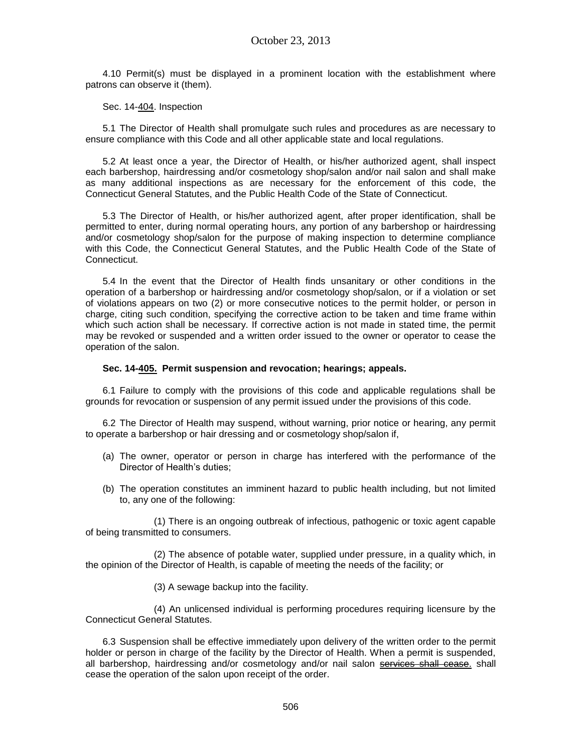4.10 Permit(s) must be displayed in a prominent location with the establishment where patrons can observe it (them).

Sec. 14-404. Inspection

5.1 The Director of Health shall promulgate such rules and procedures as are necessary to ensure compliance with this Code and all other applicable state and local regulations.

5.2 At least once a year, the Director of Health, or his/her authorized agent, shall inspect each barbershop, hairdressing and/or cosmetology shop/salon and/or nail salon and shall make as many additional inspections as are necessary for the enforcement of this code, the Connecticut General Statutes, and the Public Health Code of the State of Connecticut.

5.3 The Director of Health, or his/her authorized agent, after proper identification, shall be permitted to enter, during normal operating hours, any portion of any barbershop or hairdressing and/or cosmetology shop/salon for the purpose of making inspection to determine compliance with this Code, the Connecticut General Statutes, and the Public Health Code of the State of Connecticut.

5.4 In the event that the Director of Health finds unsanitary or other conditions in the operation of a barbershop or hairdressing and/or cosmetology shop/salon, or if a violation or set of violations appears on two (2) or more consecutive notices to the permit holder, or person in charge, citing such condition, specifying the corrective action to be taken and time frame within which such action shall be necessary. If corrective action is not made in stated time, the permit may be revoked or suspended and a written order issued to the owner or operator to cease the operation of the salon.

**Sec. 14-405. Permit suspension and revocation; hearings; appeals.**

6.1 Failure to comply with the provisions of this code and applicable regulations shall be grounds for revocation or suspension of any permit issued under the provisions of this code.

6.2 The Director of Health may suspend, without warning, prior notice or hearing, any permit to operate a barbershop or hair dressing and or cosmetology shop/salon if,

(a) The owner, operator or person in charge has interfered with the performance of the Director of Health's duties;

(b) The operation constitutes an imminent hazard to public health including, but not limited to, any one of the following:

(1) There is an ongoing outbreak of infectious, pathogenic or toxic agent capable of being transmitted to consumers.

(2) The absence of potable water, supplied under pressure, in a quality which, in the opinion of the Director of Health, is capable of meeting the needs of the facility; or

(3) A sewage backup into the facility.

(4) An unlicensed individual is performing procedures requiring licensure by the Connecticut General Statutes.

6.3 Suspension shall be effective immediately upon delivery of the written order to the permit holder or person in charge of the facility by the Director of Health. When a permit is suspended, all barbershop, hairdressing and/or cosmetology and/or nail salon ~~services shall cease.~~ shall cease the operation of the salon upon receipt of the order.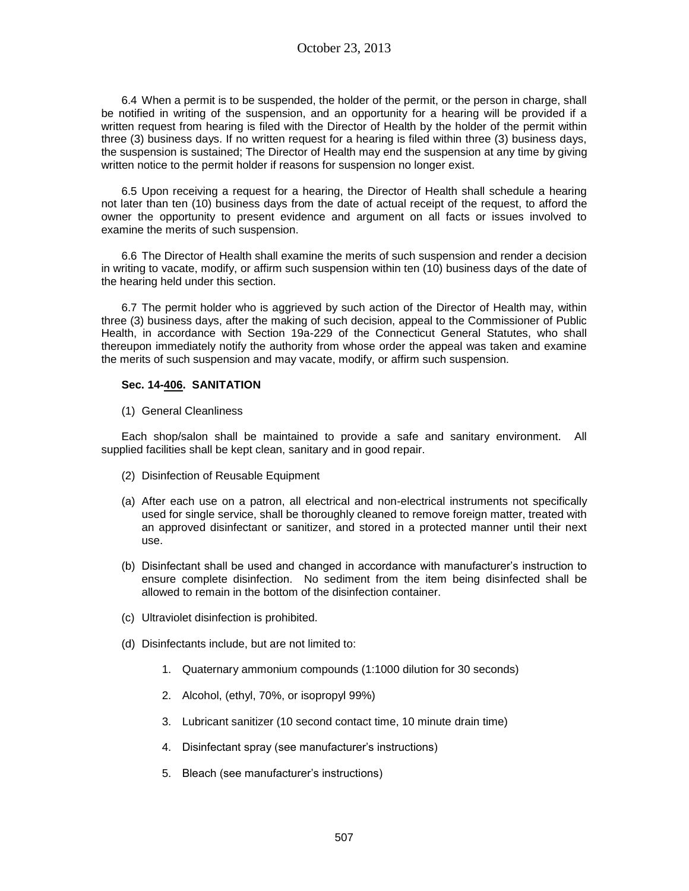6.4 When a permit is to be suspended, the holder of the permit, or the person in charge, shall be notified in writing of the suspension, and an opportunity for a hearing will be provided if a written request from hearing is filed with the Director of Health by the holder of the permit within three (3) business days. If no written request for a hearing is filed within three (3) business days, the suspension is sustained; The Director of Health may end the suspension at any time by giving written notice to the permit holder if reasons for suspension no longer exist.

6.5 Upon receiving a request for a hearing, the Director of Health shall schedule a hearing not later than ten (10) business days from the date of actual receipt of the request, to afford the owner the opportunity to present evidence and argument on all facts or issues involved to examine the merits of such suspension.

6.6 The Director of Health shall examine the merits of such suspension and render a decision in writing to vacate, modify, or affirm such suspension within ten (10) business days of the date of the hearing held under this section.

6.7 The permit holder who is aggrieved by such action of the Director of Health may, within three (3) business days, after the making of such decision, appeal to the Commissioner of Public Health, in accordance with Section 19a-229 of the Connecticut General Statutes, who shall thereupon immediately notify the authority from whose order the appeal was taken and examine the merits of such suspension and may vacate, modify, or affirm such suspension.

**Sec. 14-406. SANITATION**

(1) General Cleanliness

Each shop/salon shall be maintained to provide a safe and sanitary environment. All supplied facilities shall be kept clean, sanitary and in good repair.

(2) Disinfection of Reusable Equipment

(a) After each use on a patron, all electrical and non-electrical instruments not specifically used for single service, shall be thoroughly cleaned to remove foreign matter, treated with an approved disinfectant or sanitizer, and stored in a protected manner until their next use.

(b) Disinfectant shall be used and changed in accordance with manufacturer's instruction to ensure complete disinfection. No sediment from the item being disinfected shall be allowed to remain in the bottom of the disinfection container.

(c) Ultraviolet disinfection is prohibited.

(d) Disinfectants include, but are not limited to:

1. Quaternary ammonium compounds (1:1000 dilution for 30 seconds)
2. Alcohol, (ethyl, 70%, or isopropyl 99%)
3. Lubricant sanitizer (10 second contact time, 10 minute drain time)
4. Disinfectant spray (see manufacturer's instructions)
5. Bleach (see manufacturer's instructions)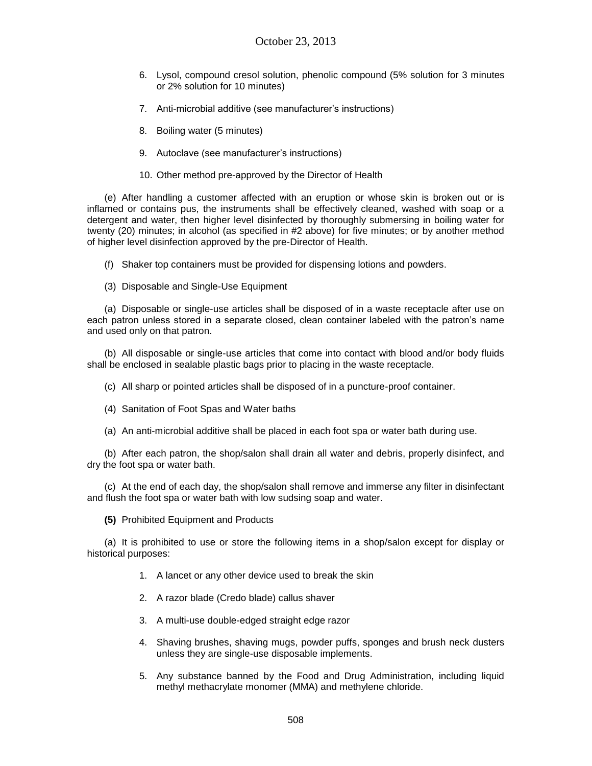6. Lysol, compound cresol solution, phenolic compound (5% solution for 3 minutes or 2% solution for 10 minutes)

7. Anti-microbial additive (see manufacturer's instructions)

8. Boiling water (5 minutes)

9. Autoclave (see manufacturer's instructions)

10. Other method pre-approved by the Director of Health

(e) After handling a customer affected with an eruption or whose skin is broken out or is inflamed or contains pus, the instruments shall be effectively cleaned, washed with soap or a detergent and water, then higher level disinfected by thoroughly submersing in boiling water for twenty (20) minutes; in alcohol (as specified in #2 above) for five minutes; or by another method of higher level disinfection approved by the pre-Director of Health.

(f) Shaker top containers must be provided for dispensing lotions and powders.

(3) Disposable and Single-Use Equipment

(a) Disposable or single-use articles shall be disposed of in a waste receptacle after use on each patron unless stored in a separate closed, clean container labeled with the patron's name and used only on that patron.

(b) All disposable or single-use articles that come into contact with blood and/or body fluids shall be enclosed in sealable plastic bags prior to placing in the waste receptacle.

(c) All sharp or pointed articles shall be disposed of in a puncture-proof container.

(4) Sanitation of Foot Spas and Water baths

(a) An anti-microbial additive shall be placed in each foot spa or water bath during use.

(b) After each patron, the shop/salon shall drain all water and debris, properly disinfect, and dry the foot spa or water bath.

(c) At the end of each day, the shop/salon shall remove and immerse any filter in disinfectant and flush the foot spa or water bath with low sudsing soap and water.

**(5)** Prohibited Equipment and Products

(a) It is prohibited to use or store the following items in a shop/salon except for display or historical purposes:

1. A lancet or any other device used to break the skin

2. A razor blade (Credo blade) callus shaver

3. A multi-use double-edged straight edge razor

4. Shaving brushes, shaving mugs, powder puffs, sponges and brush neck dusters unless they are single-use disposable implements.

5. Any substance banned by the Food and Drug Administration, including liquid methyl methacrylate monomer (MMA) and methylene chloride.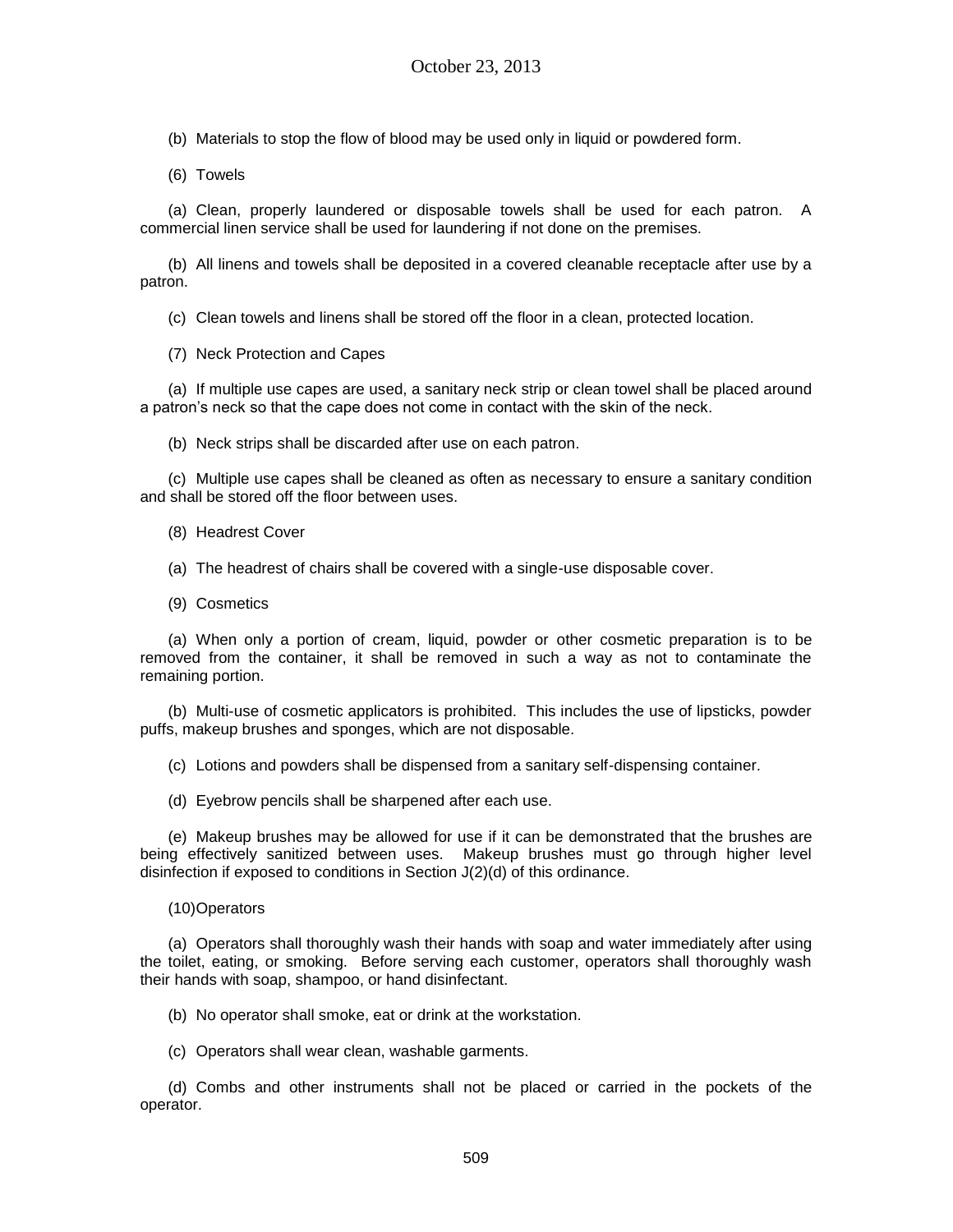(b) Materials to stop the flow of blood may be used only in liquid or powdered form.

(6) Towels

(a) Clean, properly laundered or disposable towels shall be used for each patron. A commercial linen service shall be used for laundering if not done on the premises.

(b) All linens and towels shall be deposited in a covered cleanable receptacle after use by a patron.

(c) Clean towels and linens shall be stored off the floor in a clean, protected location.

(7) Neck Protection and Capes

(a) If multiple use capes are used, a sanitary neck strip or clean towel shall be placed around a patron's neck so that the cape does not come in contact with the skin of the neck.

(b) Neck strips shall be discarded after use on each patron.

(c) Multiple use capes shall be cleaned as often as necessary to ensure a sanitary condition and shall be stored off the floor between uses.

(8) Headrest Cover

(a) The headrest of chairs shall be covered with a single-use disposable cover.

(9) Cosmetics

(a) When only a portion of cream, liquid, powder or other cosmetic preparation is to be removed from the container, it shall be removed in such a way as not to contaminate the remaining portion.

(b) Multi-use of cosmetic applicators is prohibited. This includes the use of lipsticks, powder puffs, makeup brushes and sponges, which are not disposable.

(c) Lotions and powders shall be dispensed from a sanitary self-dispensing container.

(d) Eyebrow pencils shall be sharpened after each use.

(e) Makeup brushes may be allowed for use if it can be demonstrated that the brushes are being effectively sanitized between uses. Makeup brushes must go through higher level disinfection if exposed to conditions in Section J(2)(d) of this ordinance.

(10)Operators

(a) Operators shall thoroughly wash their hands with soap and water immediately after using the toilet, eating, or smoking. Before serving each customer, operators shall thoroughly wash their hands with soap, shampoo, or hand disinfectant.

(b) No operator shall smoke, eat or drink at the workstation.

(c) Operators shall wear clean, washable garments.

(d) Combs and other instruments shall not be placed or carried in the pockets of the operator.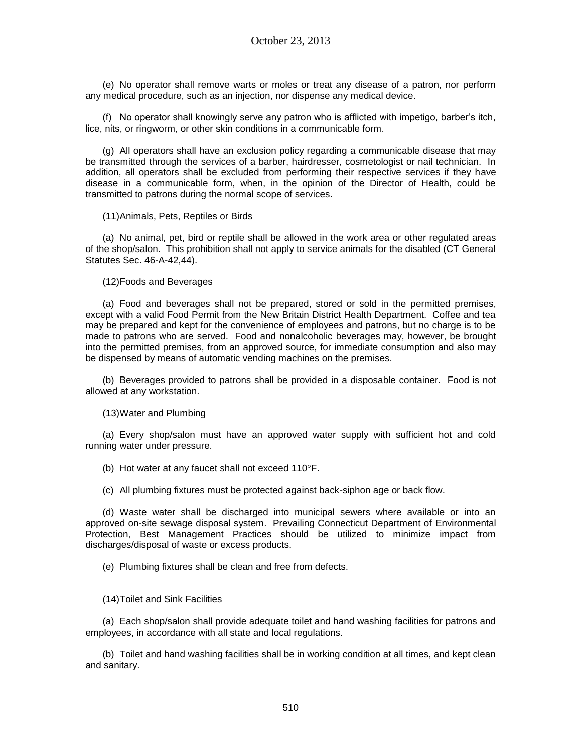(e) No operator shall remove warts or moles or treat any disease of a patron, nor perform any medical procedure, such as an injection, nor dispense any medical device.

(f) No operator shall knowingly serve any patron who is afflicted with impetigo, barber's itch, lice, nits, or ringworm, or other skin conditions in a communicable form.

(g) All operators shall have an exclusion policy regarding a communicable disease that may be transmitted through the services of a barber, hairdresser, cosmetologist or nail technician. In addition, all operators shall be excluded from performing their respective services if they have disease in a communicable form, when, in the opinion of the Director of Health, could be transmitted to patrons during the normal scope of services.

(11)Animals, Pets, Reptiles or Birds

(a) No animal, pet, bird or reptile shall be allowed in the work area or other regulated areas of the shop/salon. This prohibition shall not apply to service animals for the disabled (CT General Statutes Sec. 46-A-42,44).

(12)Foods and Beverages

(a) Food and beverages shall not be prepared, stored or sold in the permitted premises, except with a valid Food Permit from the New Britain District Health Department. Coffee and tea may be prepared and kept for the convenience of employees and patrons, but no charge is to be made to patrons who are served. Food and nonalcoholic beverages may, however, be brought into the permitted premises, from an approved source, for immediate consumption and also may be dispensed by means of automatic vending machines on the premises.

(b) Beverages provided to patrons shall be provided in a disposable container. Food is not allowed at any workstation.

(13)Water and Plumbing

(a) Every shop/salon must have an approved water supply with sufficient hot and cold running water under pressure.

(b) Hot water at any faucet shall not exceed 110°F.

(c) All plumbing fixtures must be protected against back-siphon age or back flow.

(d) Waste water shall be discharged into municipal sewers where available or into an approved on-site sewage disposal system. Prevailing Connecticut Department of Environmental Protection, Best Management Practices should be utilized to minimize impact from discharges/disposal of waste or excess products.

(e) Plumbing fixtures shall be clean and free from defects.

(14)Toilet and Sink Facilities

(a) Each shop/salon shall provide adequate toilet and hand washing facilities for patrons and employees, in accordance with all state and local regulations.

(b) Toilet and hand washing facilities shall be in working condition at all times, and kept clean and sanitary.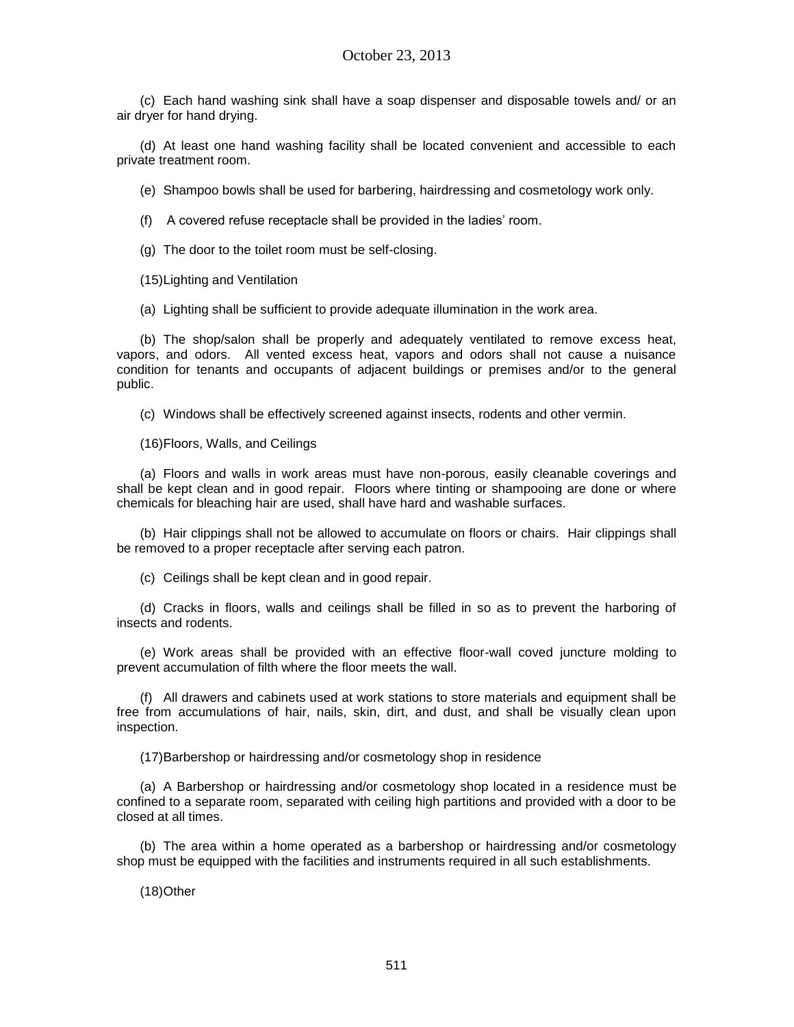(c) Each hand washing sink shall have a soap dispenser and disposable towels and/ or an air dryer for hand drying.

(d) At least one hand washing facility shall be located convenient and accessible to each private treatment room.

(e) Shampoo bowls shall be used for barbering, hairdressing and cosmetology work only.

(f) A covered refuse receptacle shall be provided in the ladies' room.

(g) The door to the toilet room must be self-closing.

(15)Lighting and Ventilation

(a) Lighting shall be sufficient to provide adequate illumination in the work area.

(b) The shop/salon shall be properly and adequately ventilated to remove excess heat, vapors, and odors. All vented excess heat, vapors and odors shall not cause a nuisance condition for tenants and occupants of adjacent buildings or premises and/or to the general public.

(c) Windows shall be effectively screened against insects, rodents and other vermin.

(16)Floors, Walls, and Ceilings

(a) Floors and walls in work areas must have non-porous, easily cleanable coverings and shall be kept clean and in good repair. Floors where tinting or shampooing are done or where chemicals for bleaching hair are used, shall have hard and washable surfaces.

(b) Hair clippings shall not be allowed to accumulate on floors or chairs. Hair clippings shall be removed to a proper receptacle after serving each patron.

(c) Ceilings shall be kept clean and in good repair.

(d) Cracks in floors, walls and ceilings shall be filled in so as to prevent the harboring of insects and rodents.

(e) Work areas shall be provided with an effective floor-wall coved juncture molding to prevent accumulation of filth where the floor meets the wall.

(f) All drawers and cabinets used at work stations to store materials and equipment shall be free from accumulations of hair, nails, skin, dirt, and dust, and shall be visually clean upon inspection.

(17)Barbershop or hairdressing and/or cosmetology shop in residence

(a) A Barbershop or hairdressing and/or cosmetology shop located in a residence must be confined to a separate room, separated with ceiling high partitions and provided with a door to be closed at all times.

(b) The area within a home operated as a barbershop or hairdressing and/or cosmetology shop must be equipped with the facilities and instruments required in all such establishments.

(18)Other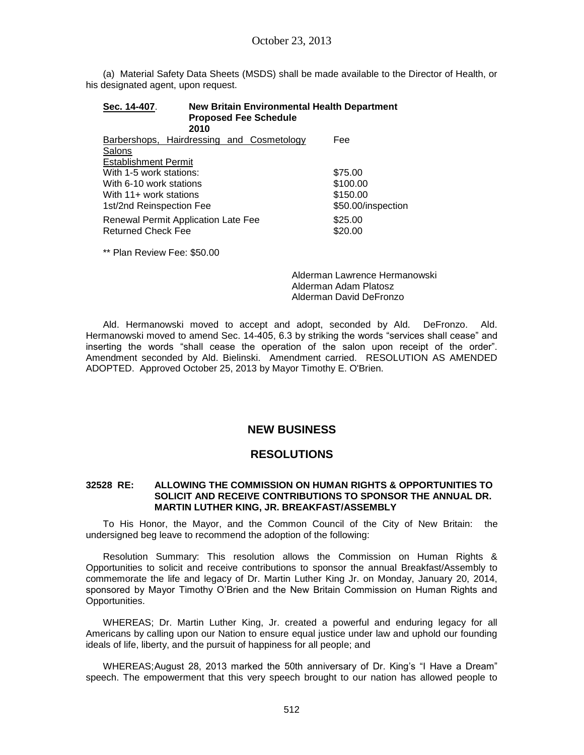(a) Material Safety Data Sheets (MSDS) shall be made available to the Director of Health, or his designated agent, upon request.

**Sec. 14-407. New Britain Environmental Health Department Proposed Fee Schedule 2010**

| Barbershops, Hairdressing and Cosmetology Salons | Fee |
|---|---|
| Establishment Permit | |
| With 1-5 work stations: | $75.00 |
| With 6-10 work stations | $100.00 |
| With 11+ work stations | $150.00 |
| 1st/2nd Reinspection Fee | $50.00/inspection |
| Renewal Permit Application Late Fee | $25.00 |
| Returned Check Fee | $20.00 |

** Plan Review Fee: $50.00

Alderman Lawrence Hermanowski
Alderman Adam Platosz
Alderman David DeFronzo

Ald. Hermanowski moved to accept and adopt, seconded by Ald. DeFronzo. Ald. Hermanowski moved to amend Sec. 14-405, 6.3 by striking the words "services shall cease" and inserting the words "shall cease the operation of the salon upon receipt of the order". Amendment seconded by Ald. Bielinski. Amendment carried. RESOLUTION AS AMENDED ADOPTED. Approved October 25, 2013 by Mayor Timothy E. O'Brien.

## NEW BUSINESS

## RESOLUTIONS

**32528 RE: ALLOWING THE COMMISSION ON HUMAN RIGHTS & OPPORTUNITIES TO SOLICIT AND RECEIVE CONTRIBUTIONS TO SPONSOR THE ANNUAL DR. MARTIN LUTHER KING, JR. BREAKFAST/ASSEMBLY**

To His Honor, the Mayor, and the Common Council of the City of New Britain: the undersigned beg leave to recommend the adoption of the following:

Resolution Summary: This resolution allows the Commission on Human Rights & Opportunities to solicit and receive contributions to sponsor the annual Breakfast/Assembly to commemorate the life and legacy of Dr. Martin Luther King Jr. on Monday, January 20, 2014, sponsored by Mayor Timothy O'Brien and the New Britain Commission on Human Rights and Opportunities.

WHEREAS; Dr. Martin Luther King, Jr. created a powerful and enduring legacy for all Americans by calling upon our Nation to ensure equal justice under law and uphold our founding ideals of life, liberty, and the pursuit of happiness for all people; and

WHEREAS;August 28, 2013 marked the 50th anniversary of Dr. King's "I Have a Dream" speech. The empowerment that this very speech brought to our nation has allowed people to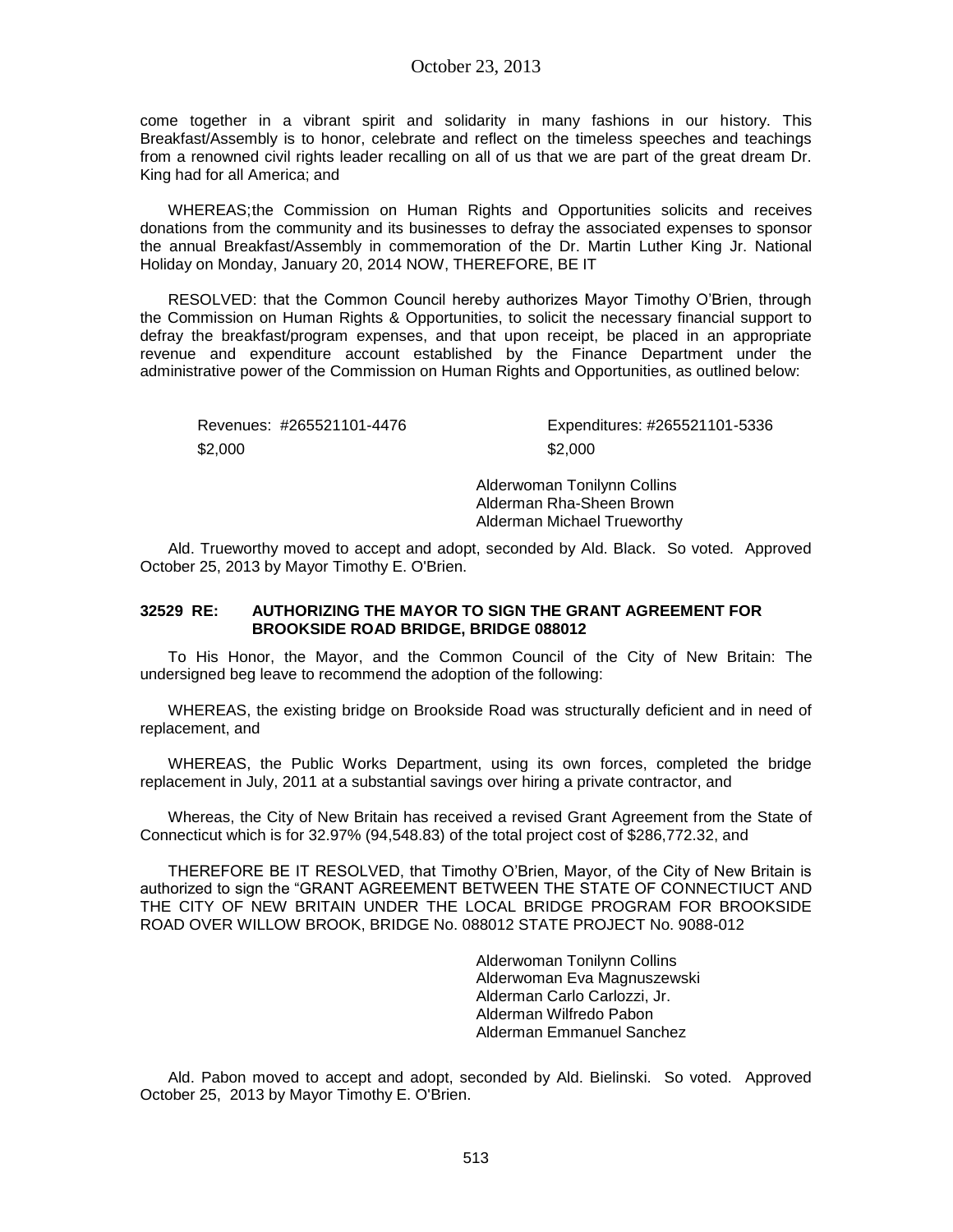come together in a vibrant spirit and solidarity in many fashions in our history. This Breakfast/Assembly is to honor, celebrate and reflect on the timeless speeches and teachings from a renowned civil rights leader recalling on all of us that we are part of the great dream Dr. King had for all America; and

WHEREAS;the Commission on Human Rights and Opportunities solicits and receives donations from the community and its businesses to defray the associated expenses to sponsor the annual Breakfast/Assembly in commemoration of the Dr. Martin Luther King Jr. National Holiday on Monday, January 20, 2014 NOW, THEREFORE, BE IT

RESOLVED: that the Common Council hereby authorizes Mayor Timothy O'Brien, through the Commission on Human Rights & Opportunities, to solicit the necessary financial support to defray the breakfast/program expenses, and that upon receipt, be placed in an appropriate revenue and expenditure account established by the Finance Department under the administrative power of the Commission on Human Rights and Opportunities, as outlined below:

| Revenues: #265521101-4476 | Expenditures: #265521101-5336 |
|---|---|
| \$2,000 | \$2,000 |

Alderwoman Tonilynn Collins
Alderman Rha-Sheen Brown
Alderman Michael Trueworthy

Ald. Trueworthy moved to accept and adopt, seconded by Ald. Black. So voted. Approved October 25, 2013 by Mayor Timothy E. O'Brien.

**32529 RE: AUTHORIZING THE MAYOR TO SIGN THE GRANT AGREEMENT FOR BROOKSIDE ROAD BRIDGE, BRIDGE 088012**

To His Honor, the Mayor, and the Common Council of the City of New Britain: The undersigned beg leave to recommend the adoption of the following:

WHEREAS, the existing bridge on Brookside Road was structurally deficient and in need of replacement, and

WHEREAS, the Public Works Department, using its own forces, completed the bridge replacement in July, 2011 at a substantial savings over hiring a private contractor, and

Whereas, the City of New Britain has received a revised Grant Agreement from the State of Connecticut which is for 32.97% (94,548.83) of the total project cost of \$286,772.32, and

THEREFORE BE IT RESOLVED, that Timothy O'Brien, Mayor, of the City of New Britain is authorized to sign the "GRANT AGREEMENT BETWEEN THE STATE OF CONNECTIUCT AND THE CITY OF NEW BRITAIN UNDER THE LOCAL BRIDGE PROGRAM FOR BROOKSIDE ROAD OVER WILLOW BROOK, BRIDGE No. 088012 STATE PROJECT No. 9088-012

Alderwoman Tonilynn Collins
Alderwoman Eva Magnuszewski
Alderman Carlo Carlozzi, Jr.
Alderman Wilfredo Pabon
Alderman Emmanuel Sanchez

Ald. Pabon moved to accept and adopt, seconded by Ald. Bielinski. So voted. Approved October 25, 2013 by Mayor Timothy E. O'Brien.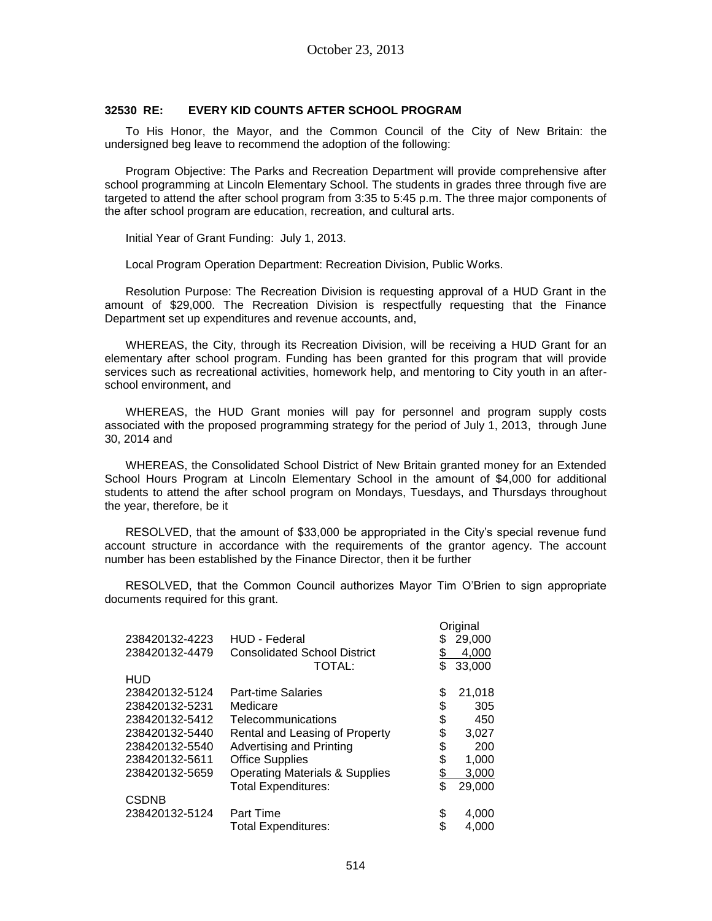October 23, 2013

### 32530 RE: EVERY KID COUNTS AFTER SCHOOL PROGRAM

To His Honor, the Mayor, and the Common Council of the City of New Britain: the undersigned beg leave to recommend the adoption of the following:

Program Objective: The Parks and Recreation Department will provide comprehensive after school programming at Lincoln Elementary School. The students in grades three through five are targeted to attend the after school program from 3:35 to 5:45 p.m. The three major components of the after school program are education, recreation, and cultural arts.

Initial Year of Grant Funding: July 1, 2013.

Local Program Operation Department: Recreation Division, Public Works.

Resolution Purpose: The Recreation Division is requesting approval of a HUD Grant in the amount of $29,000. The Recreation Division is respectfully requesting that the Finance Department set up expenditures and revenue accounts, and,

WHEREAS, the City, through its Recreation Division, will be receiving a HUD Grant for an elementary after school program. Funding has been granted for this program that will provide services such as recreational activities, homework help, and mentoring to City youth in an after-school environment, and

WHEREAS, the HUD Grant monies will pay for personnel and program supply costs associated with the proposed programming strategy for the period of July 1, 2013, through June 30, 2014 and

WHEREAS, the Consolidated School District of New Britain granted money for an Extended School Hours Program at Lincoln Elementary School in the amount of $4,000 for additional students to attend the after school program on Mondays, Tuesdays, and Thursdays throughout the year, therefore, be it

RESOLVED, that the amount of $33,000 be appropriated in the City's special revenue fund account structure in accordance with the requirements of the grantor agency. The account number has been established by the Finance Director, then it be further

RESOLVED, that the Common Council authorizes Mayor Tim O'Brien to sign appropriate documents required for this grant.

| | | Original |
|---|---|---|
| 238420132-4223 | HUD - Federal | $ 29,000 |
| 238420132-4479 | Consolidated School District | $ 4,000 |
| | TOTAL: | $ 33,000 |
| HUD | | |
| 238420132-5124 | Part-time Salaries | $ 21,018 |
| 238420132-5231 | Medicare | $ 305 |
| 238420132-5412 | Telecommunications | $ 450 |
| 238420132-5440 | Rental and Leasing of Property | $ 3,027 |
| 238420132-5540 | Advertising and Printing | $ 200 |
| 238420132-5611 | Office Supplies | $ 1,000 |
| 238420132-5659 | Operating Materials & Supplies | $ 3,000 |
| | Total Expenditures: | $ 29,000 |
| CSDNB | | |
| 238420132-5124 | Part Time | $ 4,000 |
| | Total Expenditures: | $ 4,000 |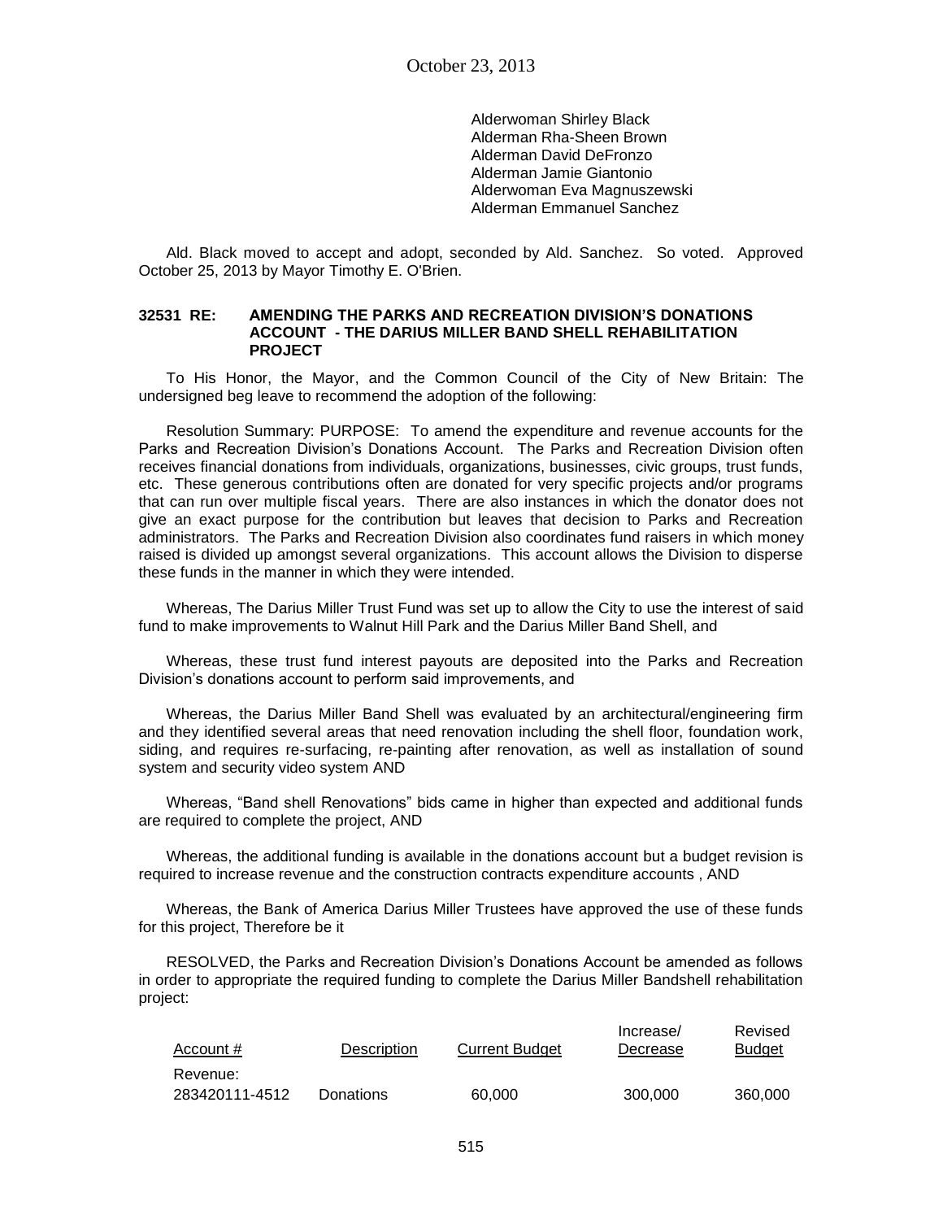Alderwoman Shirley Black
Alderman Rha-Sheen Brown
Alderman David DeFronzo
Alderman Jamie Giantonio
Alderwoman Eva Magnuszewski
Alderman Emmanuel Sanchez

Ald. Black moved to accept and adopt, seconded by Ald. Sanchez. So voted. Approved October 25, 2013 by Mayor Timothy E. O'Brien.

### 32531 RE: AMENDING THE PARKS AND RECREATION DIVISION'S DONATIONS ACCOUNT - THE DARIUS MILLER BAND SHELL REHABILITATION PROJECT

To His Honor, the Mayor, and the Common Council of the City of New Britain: The undersigned beg leave to recommend the adoption of the following:

Resolution Summary: PURPOSE: To amend the expenditure and revenue accounts for the Parks and Recreation Division's Donations Account. The Parks and Recreation Division often receives financial donations from individuals, organizations, businesses, civic groups, trust funds, etc. These generous contributions often are donated for very specific projects and/or programs that can run over multiple fiscal years. There are also instances in which the donator does not give an exact purpose for the contribution but leaves that decision to Parks and Recreation administrators. The Parks and Recreation Division also coordinates fund raisers in which money raised is divided up amongst several organizations. This account allows the Division to disperse these funds in the manner in which they were intended.

Whereas, The Darius Miller Trust Fund was set up to allow the City to use the interest of said fund to make improvements to Walnut Hill Park and the Darius Miller Band Shell, and

Whereas, these trust fund interest payouts are deposited into the Parks and Recreation Division's donations account to perform said improvements, and

Whereas, the Darius Miller Band Shell was evaluated by an architectural/engineering firm and they identified several areas that need renovation including the shell floor, foundation work, siding, and requires re-surfacing, re-painting after renovation, as well as installation of sound system and security video system AND

Whereas, "Band shell Renovations" bids came in higher than expected and additional funds are required to complete the project, AND

Whereas, the additional funding is available in the donations account but a budget revision is required to increase revenue and the construction contracts expenditure accounts , AND

Whereas, the Bank of America Darius Miller Trustees have approved the use of these funds for this project, Therefore be it

RESOLVED, the Parks and Recreation Division's Donations Account be amended as follows in order to appropriate the required funding to complete the Darius Miller Bandshell rehabilitation project:

| Account # | Description | Current Budget | Increase/ Decrease | Revised Budget |
|---|---|---|---|---|
| Revenue: | | | | |
| 283420111-4512 | Donations | 60,000 | 300,000 | 360,000 |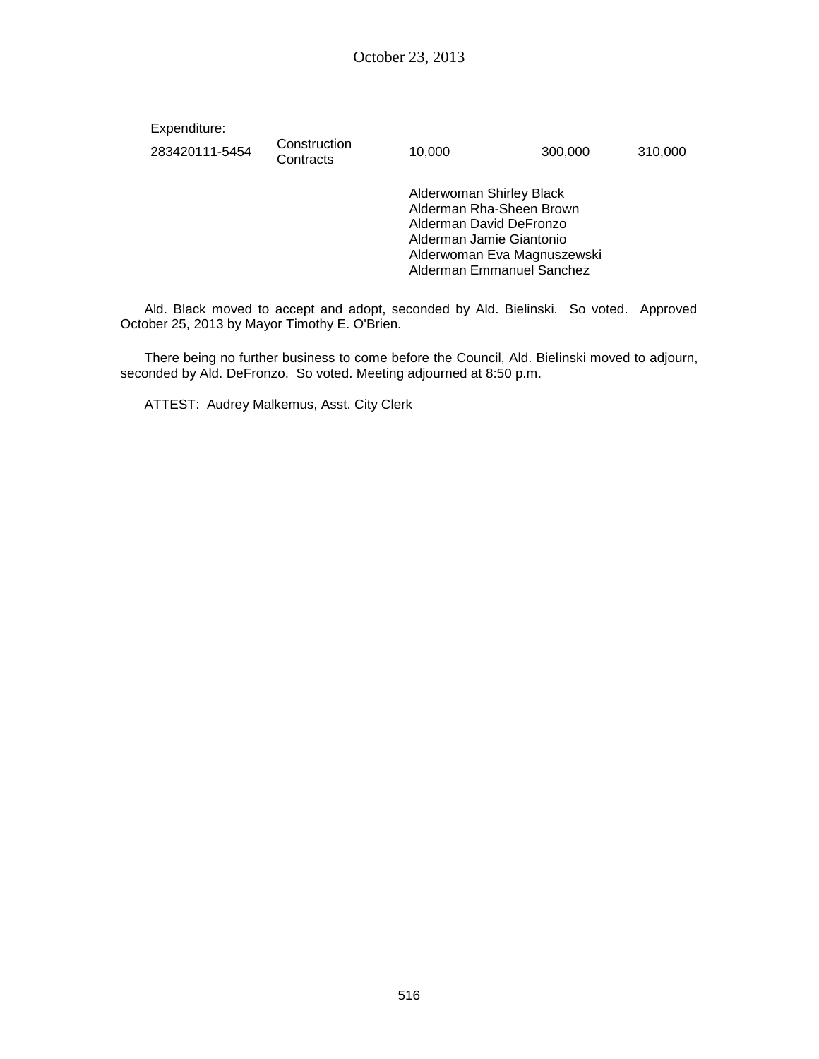| | | | | |
|---|---|---|---|---|
| Expenditure: | | | | |
| 283420111-5454 | Construction Contracts | 10,000 | 300,000 | 310,000 |

Alderwoman Shirley Black
Alderman Rha-Sheen Brown
Alderman David DeFronzo
Alderman Jamie Giantonio
Alderwoman Eva Magnuszewski
Alderman Emmanuel Sanchez

Ald. Black moved to accept and adopt, seconded by Ald. Bielinski. So voted. Approved October 25, 2013 by Mayor Timothy E. O'Brien.

There being no further business to come before the Council, Ald. Bielinski moved to adjourn, seconded by Ald. DeFronzo. So voted. Meeting adjourned at 8:50 p.m.

ATTEST: Audrey Malkemus, Asst. City Clerk